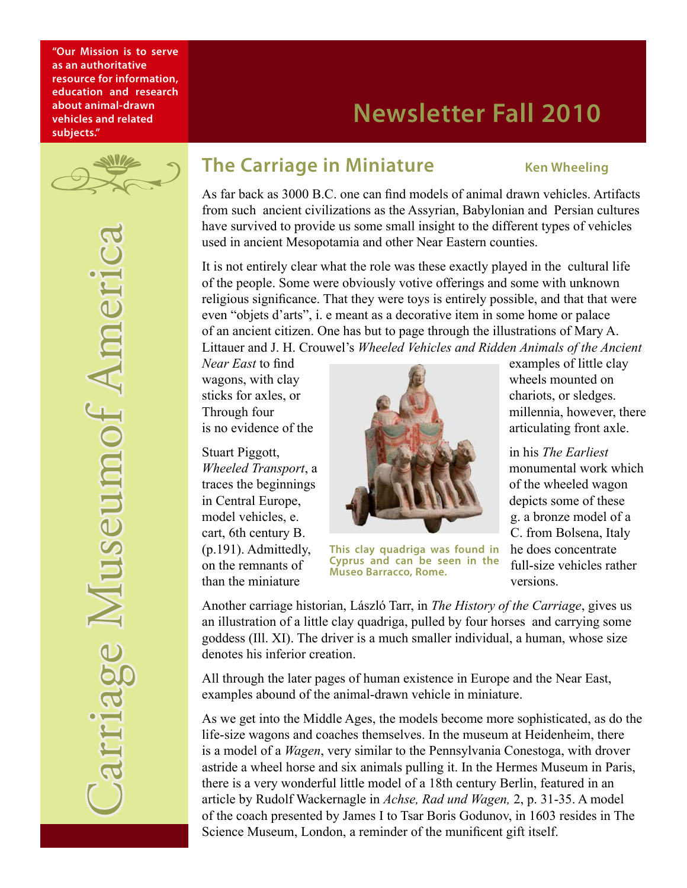"Our Mission is to serve as an authoritative resource for information, education and research about animal-drawn vehicles and related subjects."

Carriage Museum of America

# Newsletter Fall 2010

## The Carriage in Miniature

**Ken Wheeling**

As far back as 3000 B.C. one can find models of animal drawn vehicles. Artifacts from such ancient civilizations as the Assyrian, Babylonian and Persian cultures have survived to provide us some small insight to the different types of vehicles used in ancient Mesopotamia and other Near Eastern counties.

It is not entirely clear what the role was these exactly played in the cultural life of the people. Some were obviously votive offerings and some with unknown religious significance. That they were toys is entirely possible, and that that were even "objets d'arts", i. e meant as a decorative item in some home or palace of an ancient citizen. One has but to page through the illustrations of Mary A. Littauer and J. H. Crouwel's *Wheeled Vehicles and Ridden Animals of the Ancient Near East* to find examples of little clay wagons, with clay wheels mounted on sticks for axles, or chariots, or sledges. Through four millennia, however, there is no evidence of the articulating front axle.

Stuart Piggott, in his *The Earliest Wheeled Transport*, a monumental work which traces the beginnings of the wheeled wagon in Central Europe, depicts some of these model vehicles, e. g. a bronze model of a cart, 6th century B. C. from Bolsena, Italy (p.191). Admittedly, he does concentrate on the remnants of full-size vehicles rather than the miniature versions.

This clay quadriga was found in Cyprus and can be seen in the Museo Barracco, Rome.

Another carriage historian, László Tarr, in *The History of the Carriage*, gives us an illustration of a little clay quadriga, pulled by four horses and carrying some goddess (Ill. XI). The driver is a much smaller individual, a human, whose size denotes his inferior creation.

All through the later pages of human existence in Europe and the Near East, examples abound of the animal-drawn vehicle in miniature.

As we get into the Middle Ages, the models become more sophisticated, as do the life-size wagons and coaches themselves. In the museum at Heidenheim, there is a model of a *Wagen*, very similar to the Pennsylvania Conestoga, with drover astride a wheel horse and six animals pulling it. In the Hermes Museum in Paris, there is a very wonderful little model of a 18th century Berlin, featured in an article by Rudolf Wackernagle in *Achse, Rad und Wagen,* 2, p. 31-35. A model of the coach presented by James I to Tsar Boris Godunov, in 1603 resides in The Science Museum, London, a reminder of the munificent gift itself.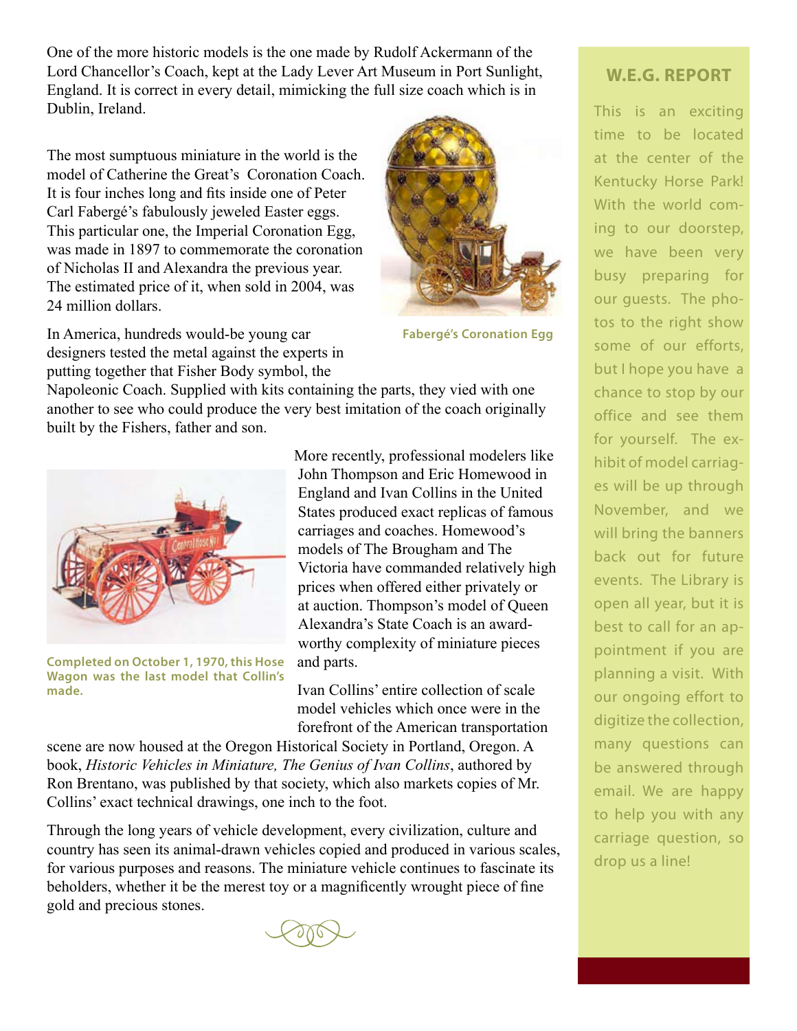One of the more historic models is the one made by Rudolf Ackermann of the Lord Chancellor's Coach, kept at the Lady Lever Art Museum in Port Sunlight, England. It is correct in every detail, mimicking the full size coach which is in Dublin, Ireland.

The most sumptuous miniature in the world is the model of Catherine the Great's Coronation Coach. It is four inches long and fits inside one of Peter Carl Fabergé's fabulously jeweled Easter eggs. This particular one, the Imperial Coronation Egg, was made in 1897 to commemorate the coronation of Nicholas II and Alexandra the previous year. The estimated price of it, when sold in 2004, was 24 million dollars.

**Fabergé's Coronation Egg**

In America, hundreds would-be young car designers tested the metal against the experts in putting together that Fisher Body symbol, the Napoleonic Coach. Supplied with kits containing the parts, they vied with one another to see who could produce the very best imitation of the coach originally built by the Fishers, father and son.

**Completed on October 1, 1970, this Hose Wagon was the last model that Collin's made.**

More recently, professional modelers like John Thompson and Eric Homewood in England and Ivan Collins in the United States produced exact replicas of famous carriages and coaches. Homewood's models of The Brougham and The Victoria have commanded relatively high prices when offered either privately or at auction. Thompson's model of Queen Alexandra's State Coach is an award-worthy complexity of miniature pieces and parts.

Ivan Collins' entire collection of scale model vehicles which once were in the forefront of the American transportation scene are now housed at the Oregon Historical Society in Portland, Oregon. A book, *Historic Vehicles in Miniature, The Genius of Ivan Collins*, authored by Ron Brentano, was published by that society, which also markets copies of Mr. Collins' exact technical drawings, one inch to the foot.

Through the long years of vehicle development, every civilization, culture and country has seen its animal-drawn vehicles copied and produced in various scales, for various purposes and reasons. The miniature vehicle continues to fascinate its beholders, whether it be the merest toy or a magnificently wrought piece of fine gold and precious stones.

## W.E.G. REPORT

This is an exciting time to be located at the center of the Kentucky Horse Park! With the world coming to our doorstep, we have been very busy preparing for our guests. The photos to the right show some of our efforts, but I hope you have a chance to stop by our office and see them for yourself. The exhibit of model carriages will be up through November, and we will bring the banners back out for future events. The Library is open all year, but it is best to call for an appointment if you are planning a visit. With our ongoing effort to digitize the collection, many questions can be answered through email. We are happy to help you with any carriage question, so drop us a line!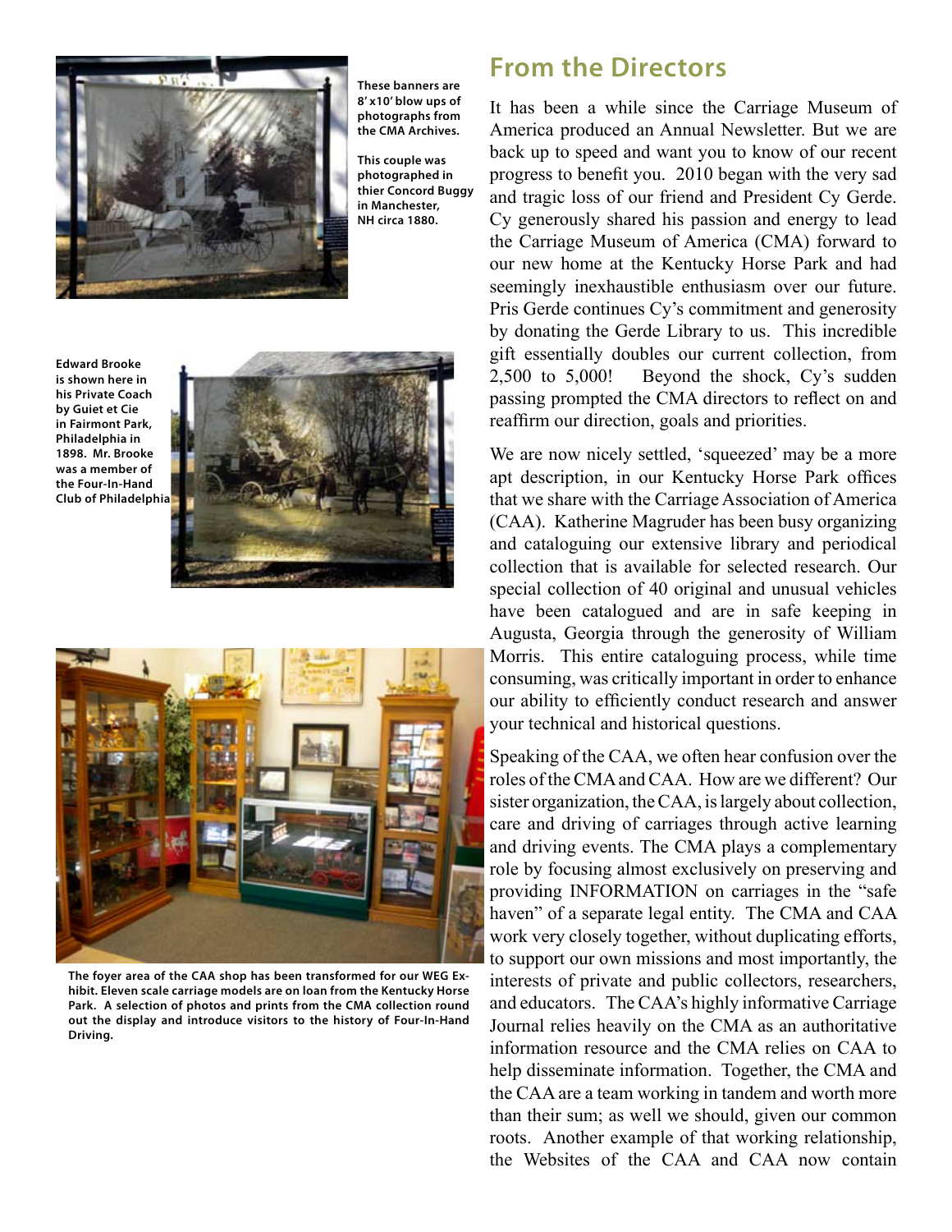These banners are 8' x10' blow ups of photographs from the CMA Archives.

This couple was photographed in thier Concord Buggy in Manchester, NH circa 1880.

Edward Brooke is shown here in his Private Coach by Guiet et Cie in Fairmont Park, Philadelphia in 1898. Mr. Brooke was a member of the Four-In-Hand Club of Philadelphia

The foyer area of the CAA shop has been transformed for our WEG Exhibit. Eleven scale carriage models are on loan from the Kentucky Horse Park. A selection of photos and prints from the CMA collection round out the display and introduce visitors to the history of Four-In-Hand Driving.

## From the Directors

It has been a while since the Carriage Museum of America produced an Annual Newsletter. But we are back up to speed and want you to know of our recent progress to benefit you. 2010 began with the very sad and tragic loss of our friend and President Cy Gerde. Cy generously shared his passion and energy to lead the Carriage Museum of America (CMA) forward to our new home at the Kentucky Horse Park and had seemingly inexhaustible enthusiasm over our future. Pris Gerde continues Cy's commitment and generosity by donating the Gerde Library to us. This incredible gift essentially doubles our current collection, from 2,500 to 5,000! Beyond the shock, Cy's sudden passing prompted the CMA directors to reflect on and reaffirm our direction, goals and priorities.

We are now nicely settled, 'squeezed' may be a more apt description, in our Kentucky Horse Park offices that we share with the Carriage Association of America (CAA). Katherine Magruder has been busy organizing and cataloguing our extensive library and periodical collection that is available for selected research. Our special collection of 40 original and unusual vehicles have been catalogued and are in safe keeping in Augusta, Georgia through the generosity of William Morris. This entire cataloguing process, while time consuming, was critically important in order to enhance our ability to efficiently conduct research and answer your technical and historical questions.

Speaking of the CAA, we often hear confusion over the roles of the CMA and CAA. How are we different? Our sister organization, the CAA, is largely about collection, care and driving of carriages through active learning and driving events. The CMA plays a complementary role by focusing almost exclusively on preserving and providing INFORMATION on carriages in the "safe haven" of a separate legal entity. The CMA and CAA work very closely together, without duplicating efforts, to support our own missions and most importantly, the interests of private and public collectors, researchers, and educators. The CAA's highly informative Carriage Journal relies heavily on the CMA as an authoritative information resource and the CMA relies on CAA to help disseminate information. Together, the CMA and the CAA are a team working in tandem and worth more than their sum; as well we should, given our common roots. Another example of that working relationship, the Websites of the CAA and CAA now contain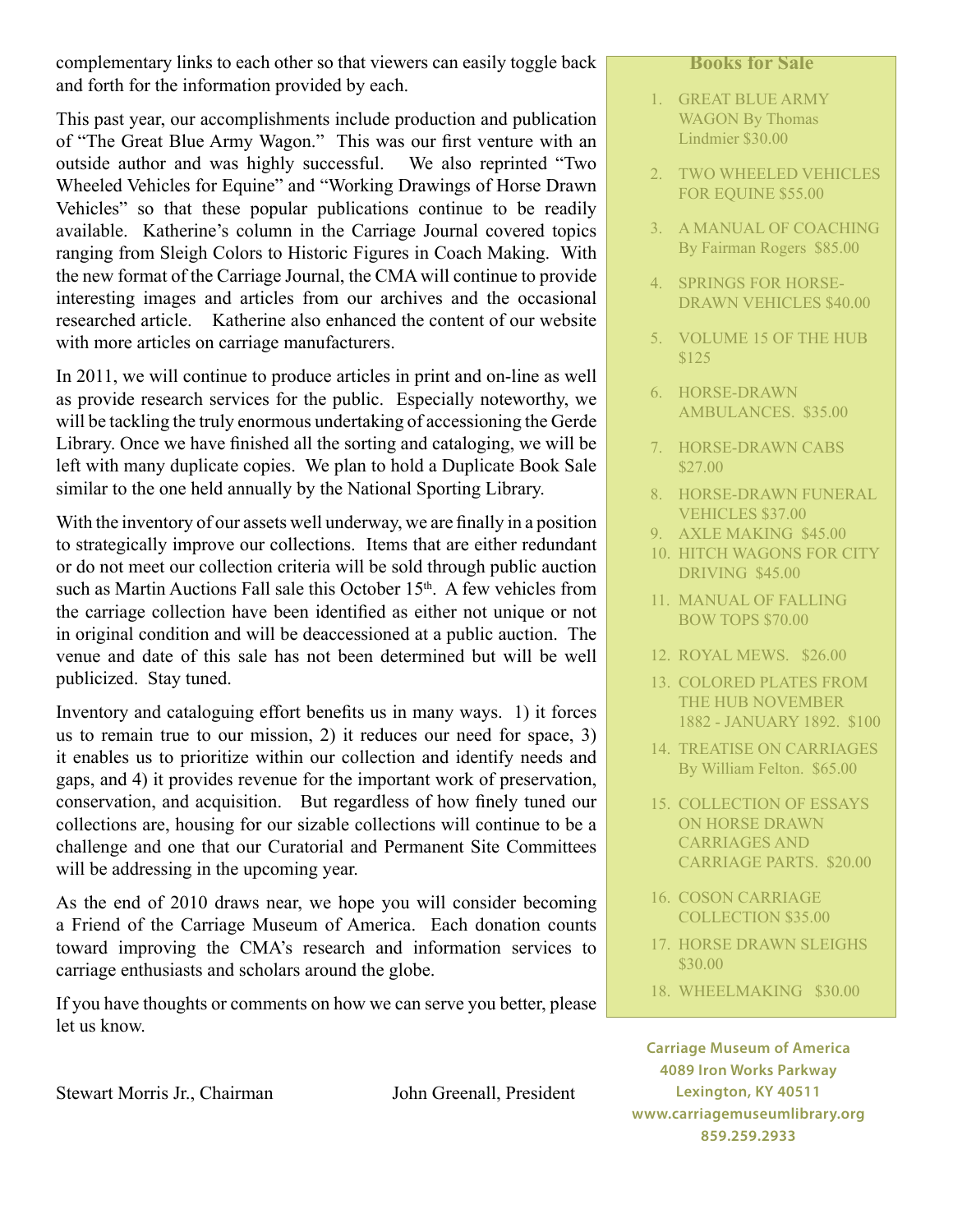complementary links to each other so that viewers can easily toggle back and forth for the information provided by each.

This past year, our accomplishments include production and publication of "The Great Blue Army Wagon." This was our first venture with an outside author and was highly successful. We also reprinted "Two Wheeled Vehicles for Equine" and "Working Drawings of Horse Drawn Vehicles" so that these popular publications continue to be readily available. Katherine's column in the Carriage Journal covered topics ranging from Sleigh Colors to Historic Figures in Coach Making. With the new format of the Carriage Journal, the CMA will continue to provide interesting images and articles from our archives and the occasional researched article. Katherine also enhanced the content of our website with more articles on carriage manufacturers.

In 2011, we will continue to produce articles in print and on-line as well as provide research services for the public. Especially noteworthy, we will be tackling the truly enormous undertaking of accessioning the Gerde Library. Once we have finished all the sorting and cataloging, we will be left with many duplicate copies. We plan to hold a Duplicate Book Sale similar to the one held annually by the National Sporting Library.

With the inventory of our assets well underway, we are finally in a position to strategically improve our collections. Items that are either redundant or do not meet our collection criteria will be sold through public auction such as Martin Auctions Fall sale this October 15th. A few vehicles from the carriage collection have been identified as either not unique or not in original condition and will be deaccessioned at a public auction. The venue and date of this sale has not been determined but will be well publicized. Stay tuned.

Inventory and cataloguing effort benefits us in many ways. 1) it forces us to remain true to our mission, 2) it reduces our need for space, 3) it enables us to prioritize within our collection and identify needs and gaps, and 4) it provides revenue for the important work of preservation, conservation, and acquisition. But regardless of how finely tuned our collections are, housing for our sizable collections will continue to be a challenge and one that our Curatorial and Permanent Site Committees will be addressing in the upcoming year.

As the end of 2010 draws near, we hope you will consider becoming a Friend of the Carriage Museum of America. Each donation counts toward improving the CMA's research and information services to carriage enthusiasts and scholars around the globe.

If you have thoughts or comments on how we can serve you better, please let us know.

Stewart Morris Jr., Chairman John Greenall, President

## Books for Sale

1. GREAT BLUE ARMY WAGON By Thomas Lindmier $30.00
2. TWO WHEELED VEHICLES FOR EQUINE $55.00
3. A MANUAL OF COACHING By Fairman Rogers $85.00
4. SPRINGS FOR HORSE-DRAWN VEHICLES $40.00
5. VOLUME 15 OF THE HUB $125
6. HORSE-DRAWN AMBULANCES. $35.00
7. HORSE-DRAWN CABS $27.00
8. HORSE-DRAWN FUNERAL VEHICLES $37.00
9. AXLE MAKING $45.00
10. HITCH WAGONS FOR CITY DRIVING $45.00
11. MANUAL OF FALLING BOW TOPS $70.00
12. ROYAL MEWS. $26.00
13. COLORED PLATES FROM THE HUB NOVEMBER 1882 - JANUARY 1892. $100
14. TREATISE ON CARRIAGES By William Felton. $65.00
15. COLLECTION OF ESSAYS ON HORSE DRAWN CARRIAGES AND CARRIAGE PARTS. $20.00
16. COSON CARRIAGE COLLECTION $35.00
17. HORSE DRAWN SLEIGHS $30.00
18. WHEELMAKING $30.00

**Carriage Museum of America**
**4089 Iron Works Parkway**
**Lexington, KY 40511**
**www.carriagemuseumlibrary.org**
**859.259.2933**